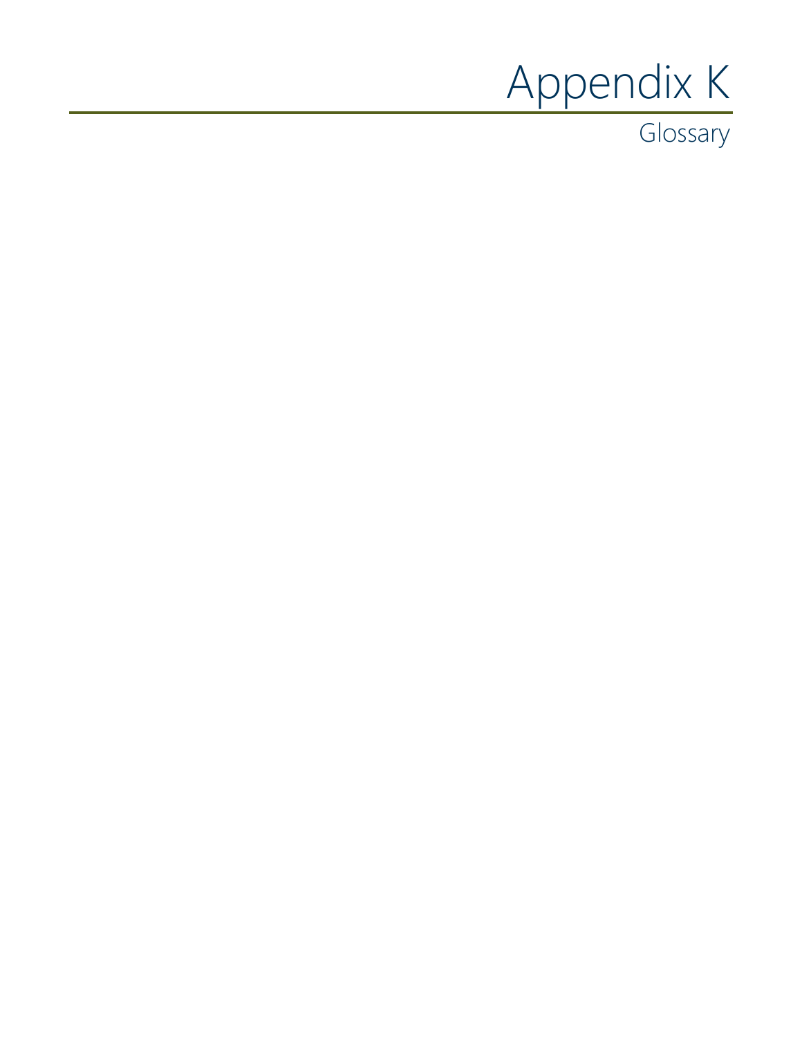# Appendix K

Glossary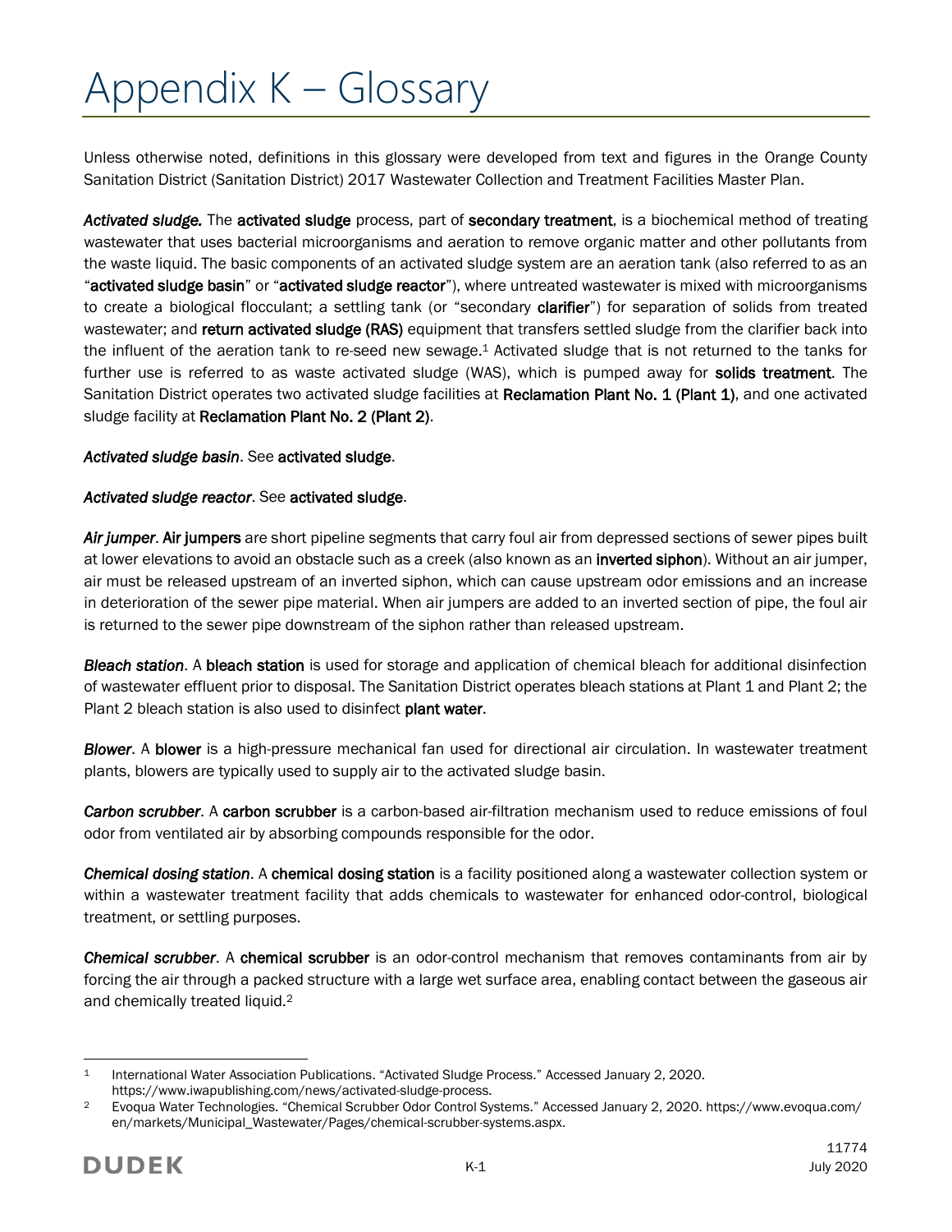# Appendix K – Glossary

Unless otherwise noted, definitions in this glossary were developed from text and figures in the Orange County Sanitation District (Sanitation District) 2017 Wastewater Collection and Treatment Facilities Master Plan.

***Activated sludge.*** The **activated sludge** process, part of **secondary treatment**, is a biochemical method of treating wastewater that uses bacterial microorganisms and aeration to remove organic matter and other pollutants from the waste liquid. The basic components of an activated sludge system are an aeration tank (also referred to as an "**activated sludge basin**" or "**activated sludge reactor**"), where untreated wastewater is mixed with microorganisms to create a biological flocculant; a settling tank (or "secondary **clarifier**") for separation of solids from treated wastewater; and **return activated sludge (RAS)** equipment that transfers settled sludge from the clarifier back into the influent of the aeration tank to re-seed new sewage.[1] Activated sludge that is not returned to the tanks for further use is referred to as waste activated sludge (WAS), which is pumped away for **solids treatment**. The Sanitation District operates two activated sludge facilities at **Reclamation Plant No. 1 (Plant 1)**, and one activated sludge facility at **Reclamation Plant No. 2 (Plant 2)**.

***Activated sludge basin***. See **activated sludge**.

***Activated sludge reactor***. See **activated sludge**.

***Air jumper***. **Air jumpers** are short pipeline segments that carry foul air from depressed sections of sewer pipes built at lower elevations to avoid an obstacle such as a creek (also known as an **inverted siphon**). Without an air jumper, air must be released upstream of an inverted siphon, which can cause upstream odor emissions and an increase in deterioration of the sewer pipe material. When air jumpers are added to an inverted section of pipe, the foul air is returned to the sewer pipe downstream of the siphon rather than released upstream.

***Bleach station***. A **bleach station** is used for storage and application of chemical bleach for additional disinfection of wastewater effluent prior to disposal. The Sanitation District operates bleach stations at Plant 1 and Plant 2; the Plant 2 bleach station is also used to disinfect **plant water**.

***Blower***. A **blower** is a high-pressure mechanical fan used for directional air circulation. In wastewater treatment plants, blowers are typically used to supply air to the activated sludge basin.

***Carbon scrubber***. A **carbon scrubber** is a carbon-based air-filtration mechanism used to reduce emissions of foul odor from ventilated air by absorbing compounds responsible for the odor.

***Chemical dosing station***. A **chemical dosing station** is a facility positioned along a wastewater collection system or within a wastewater treatment facility that adds chemicals to wastewater for enhanced odor-control, biological treatment, or settling purposes.

***Chemical scrubber***. A **chemical scrubber** is an odor-control mechanism that removes contaminants from air by forcing the air through a packed structure with a large wet surface area, enabling contact between the gaseous air and chemically treated liquid.[2]

---

[1] International Water Association Publications. "Activated Sludge Process." Accessed January 2, 2020. https://www.iwapublishing.com/news/activated-sludge-process.

[2] Evoqua Water Technologies. "Chemical Scrubber Odor Control Systems." Accessed January 2, 2020. https://www.evoqua.com/en/markets/Municipal_Wastewater/Pages/chemical-scrubber-systems.aspx.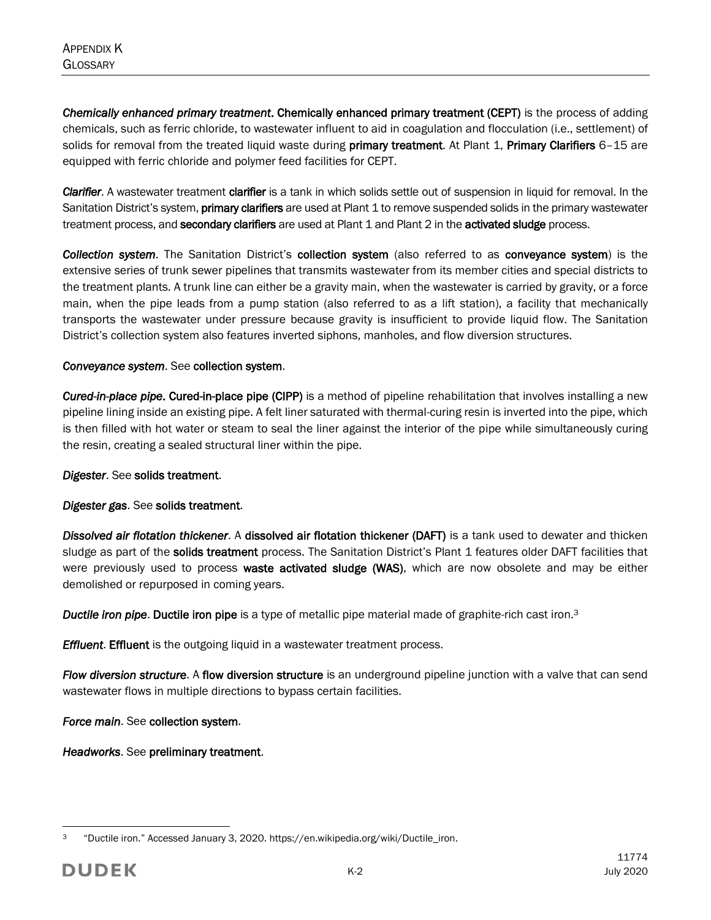***Chemically enhanced primary treatment*. Chemically enhanced primary treatment (CEPT)** is the process of adding chemicals, such as ferric chloride, to wastewater influent to aid in coagulation and flocculation (i.e., settlement) of solids for removal from the treated liquid waste during **primary treatment**. At Plant 1, **Primary Clarifiers** 6–15 are equipped with ferric chloride and polymer feed facilities for CEPT.

***Clarifier***. A wastewater treatment **clarifier** is a tank in which solids settle out of suspension in liquid for removal. In the Sanitation District's system, **primary clarifiers** are used at Plant 1 to remove suspended solids in the primary wastewater treatment process, and **secondary clarifiers** are used at Plant 1 and Plant 2 in the **activated sludge** process.

***Collection system***. The Sanitation District's **collection system** (also referred to as **conveyance system**) is the extensive series of trunk sewer pipelines that transmits wastewater from its member cities and special districts to the treatment plants. A trunk line can either be a gravity main, when the wastewater is carried by gravity, or a force main, when the pipe leads from a pump station (also referred to as a lift station), a facility that mechanically transports the wastewater under pressure because gravity is insufficient to provide liquid flow. The Sanitation District's collection system also features inverted siphons, manholes, and flow diversion structures.

***Conveyance system***. See **collection system**.

***Cured-in-place pipe*. Cured-in-place pipe (CIPP)** is a method of pipeline rehabilitation that involves installing a new pipeline lining inside an existing pipe. A felt liner saturated with thermal-curing resin is inverted into the pipe, which is then filled with hot water or steam to seal the liner against the interior of the pipe while simultaneously curing the resin, creating a sealed structural liner within the pipe.

***Digester***. See **solids treatment**.

***Digester gas***. See **solids treatment**.

***Dissolved air flotation thickener***. A **dissolved air flotation thickener (DAFT)** is a tank used to dewater and thicken sludge as part of the **solids treatment** process. The Sanitation District's Plant 1 features older DAFT facilities that were previously used to process **waste activated sludge (WAS)**, which are now obsolete and may be either demolished or repurposed in coming years.

***Ductile iron pipe*. Ductile iron pipe** is a type of metallic pipe material made of graphite-rich cast iron.[3]

***Effluent*. Effluent** is the outgoing liquid in a wastewater treatment process.

***Flow diversion structure***. A **flow diversion structure** is an underground pipeline junction with a valve that can send wastewater flows in multiple directions to bypass certain facilities.

***Force main***. See **collection system**.

***Headworks***. See **preliminary treatment**.

---

[3] "Ductile iron." Accessed January 3, 2020. https://en.wikipedia.org/wiki/Ductile_iron.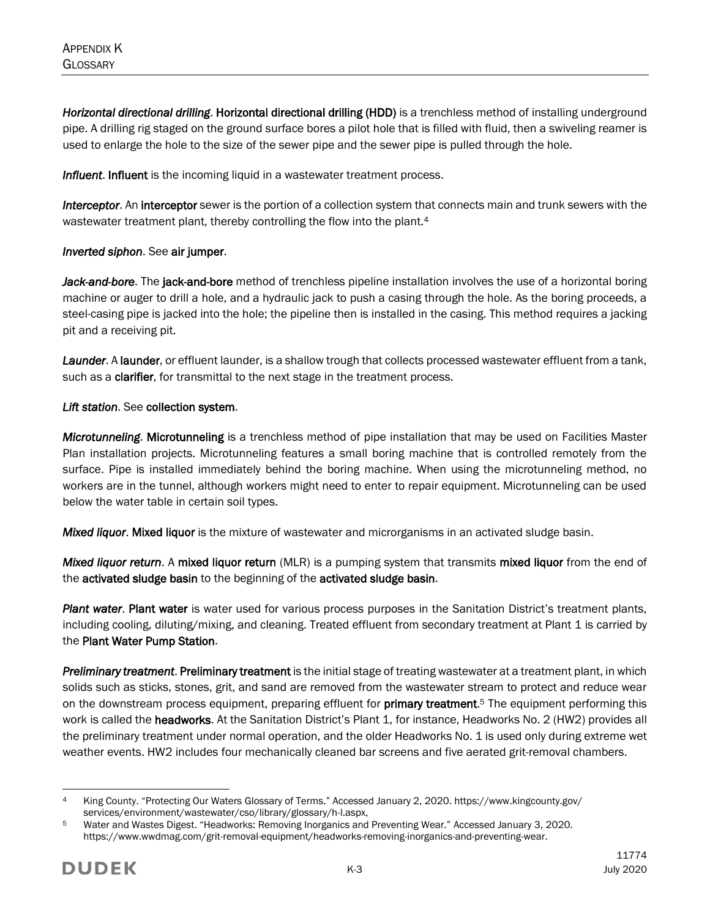***Horizontal directional drilling*. Horizontal directional drilling (HDD)** is a trenchless method of installing underground pipe. A drilling rig staged on the ground surface bores a pilot hole that is filled with fluid, then a swiveling reamer is used to enlarge the hole to the size of the sewer pipe and the sewer pipe is pulled through the hole.

***Influent*. Influent** is the incoming liquid in a wastewater treatment process.

***Interceptor*.** An **interceptor** sewer is the portion of a collection system that connects main and trunk sewers with the wastewater treatment plant, thereby controlling the flow into the plant.[4]

***Inverted siphon*.** See **air jumper**.

***Jack-and-bore*.** The **jack-and-bore** method of trenchless pipeline installation involves the use of a horizontal boring machine or auger to drill a hole, and a hydraulic jack to push a casing through the hole. As the boring proceeds, a steel-casing pipe is jacked into the hole; the pipeline then is installed in the casing. This method requires a jacking pit and a receiving pit.

***Launder*.** A **launder**, or effluent launder, is a shallow trough that collects processed wastewater effluent from a tank, such as a **clarifier**, for transmittal to the next stage in the treatment process.

***Lift station*.** See **collection system**.

***Microtunneling*. Microtunneling** is a trenchless method of pipe installation that may be used on Facilities Master Plan installation projects. Microtunneling features a small boring machine that is controlled remotely from the surface. Pipe is installed immediately behind the boring machine. When using the microtunneling method, no workers are in the tunnel, although workers might need to enter to repair equipment. Microtunneling can be used below the water table in certain soil types.

***Mixed liquor*. Mixed liquor** is the mixture of wastewater and microrganisms in an activated sludge basin.

***Mixed liquor return*.** A **mixed liquor return** (MLR) is a pumping system that transmits **mixed liquor** from the end of the **activated sludge basin** to the beginning of the **activated sludge basin**.

***Plant water*. Plant water** is water used for various process purposes in the Sanitation District's treatment plants, including cooling, diluting/mixing, and cleaning. Treated effluent from secondary treatment at Plant 1 is carried by the **Plant Water Pump Station**.

***Preliminary treatment*. Preliminary treatment** is the initial stage of treating wastewater at a treatment plant, in which solids such as sticks, stones, grit, and sand are removed from the wastewater stream to protect and reduce wear on the downstream process equipment, preparing effluent for **primary treatment**.[5] The equipment performing this work is called the **headworks**. At the Sanitation District's Plant 1, for instance, Headworks No. 2 (HW2) provides all the preliminary treatment under normal operation, and the older Headworks No. 1 is used only during extreme wet weather events. HW2 includes four mechanically cleaned bar screens and five aerated grit-removal chambers.

---

[4] King County. "Protecting Our Waters Glossary of Terms." Accessed January 2, 2020. https://www.kingcounty.gov/services/environment/wastewater/cso/library/glossary/h-l.aspx,

[5] Water and Wastes Digest. "Headworks: Removing Inorganics and Preventing Wear." Accessed January 3, 2020. https://www.wwdmag.com/grit-removal-equipment/headworks-removing-inorganics-and-preventing-wear.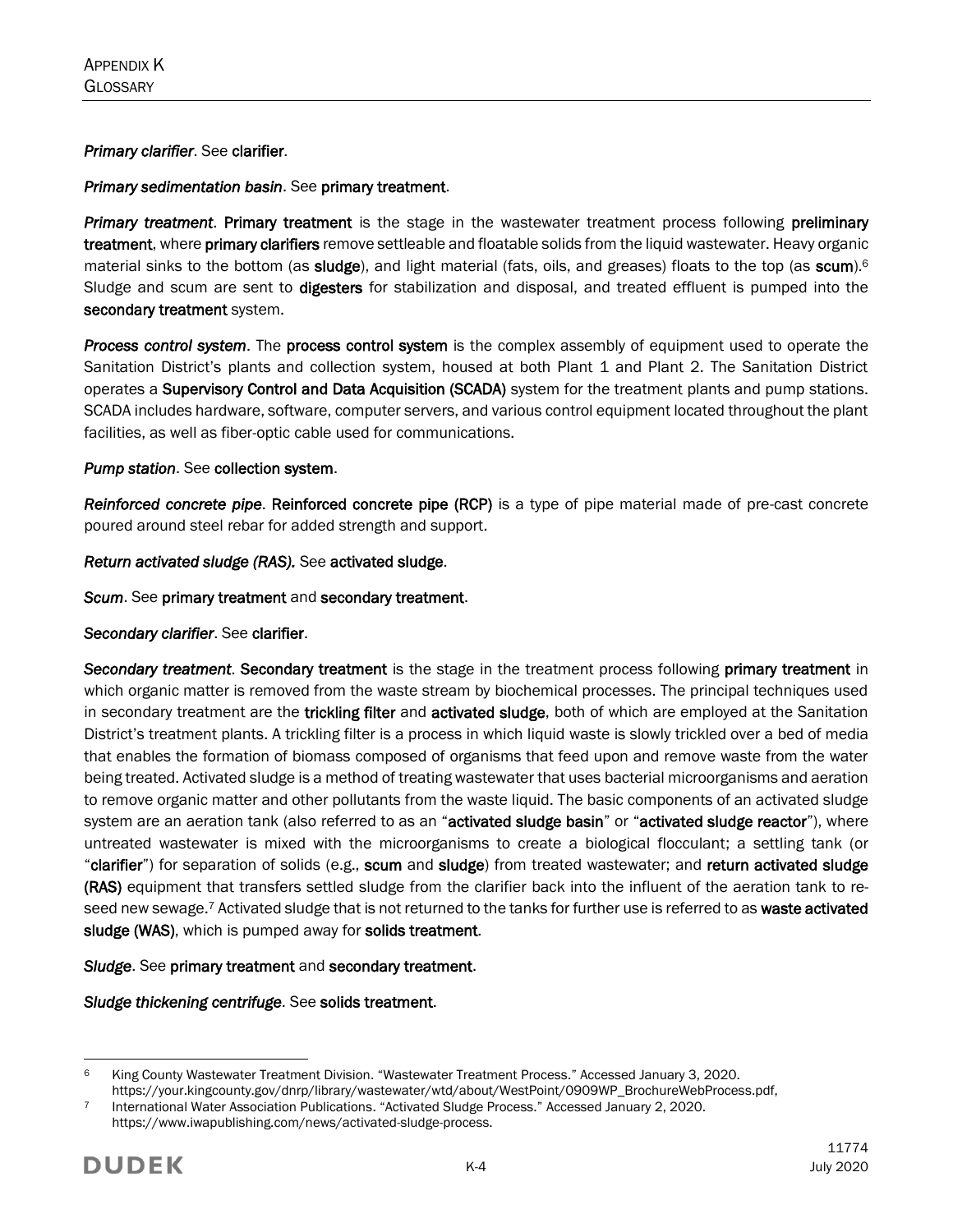*Primary clarifier*. See **clarifier**.

*Primary sedimentation basin*. See **primary treatment**.

***Primary treatment***. **Primary treatment** is the stage in the wastewater treatment process following **preliminary treatment**, where **primary clarifiers** remove settleable and floatable solids from the liquid wastewater. Heavy organic material sinks to the bottom (as **sludge**), and light material (fats, oils, and greases) floats to the top (as **scum**).[6] Sludge and scum are sent to **digesters** for stabilization and disposal, and treated effluent is pumped into the **secondary treatment** system.

***Process control system***. The **process control system** is the complex assembly of equipment used to operate the Sanitation District's plants and collection system, housed at both Plant 1 and Plant 2. The Sanitation District operates a **Supervisory Control and Data Acquisition (SCADA)** system for the treatment plants and pump stations. SCADA includes hardware, software, computer servers, and various control equipment located throughout the plant facilities, as well as fiber-optic cable used for communications.

*Pump station*. See **collection system**.

***Reinforced concrete pipe***. **Reinforced concrete pipe (RCP)** is a type of pipe material made of pre-cast concrete poured around steel rebar for added strength and support.

***Return activated sludge (RAS).*** See **activated sludge**.

*Scum*. See **primary treatment** and **secondary treatment**.

*Secondary clarifier*. See **clarifier**.

***Secondary treatment***. **Secondary treatment** is the stage in the treatment process following **primary treatment** in which organic matter is removed from the waste stream by biochemical processes. The principal techniques used in secondary treatment are the **trickling filter** and **activated sludge**, both of which are employed at the Sanitation District's treatment plants. A trickling filter is a process in which liquid waste is slowly trickled over a bed of media that enables the formation of biomass composed of organisms that feed upon and remove waste from the water being treated. Activated sludge is a method of treating wastewater that uses bacterial microorganisms and aeration to remove organic matter and other pollutants from the waste liquid. The basic components of an activated sludge system are an aeration tank (also referred to as an "**activated sludge basin**" or "**activated sludge reactor**"), where untreated wastewater is mixed with the microorganisms to create a biological flocculant; a settling tank (or "**clarifier**") for separation of solids (e.g., **scum** and **sludge**) from treated wastewater; and **return activated sludge (RAS)** equipment that transfers settled sludge from the clarifier back into the influent of the aeration tank to re-seed new sewage.[7] Activated sludge that is not returned to the tanks for further use is referred to as **waste activated sludge (WAS)**, which is pumped away for **solids treatment**.

*Sludge*. See **primary treatment** and **secondary treatment**.

*Sludge thickening centrifuge*. See **solids treatment**.

---

[6] King County Wastewater Treatment Division. "Wastewater Treatment Process." Accessed January 3, 2020. https://your.kingcounty.gov/dnrp/library/wastewater/wtd/about/WestPoint/0909WP_BrochureWebProcess.pdf,

[7] International Water Association Publications. "Activated Sludge Process." Accessed January 2, 2020. https://www.iwapublishing.com/news/activated-sludge-process.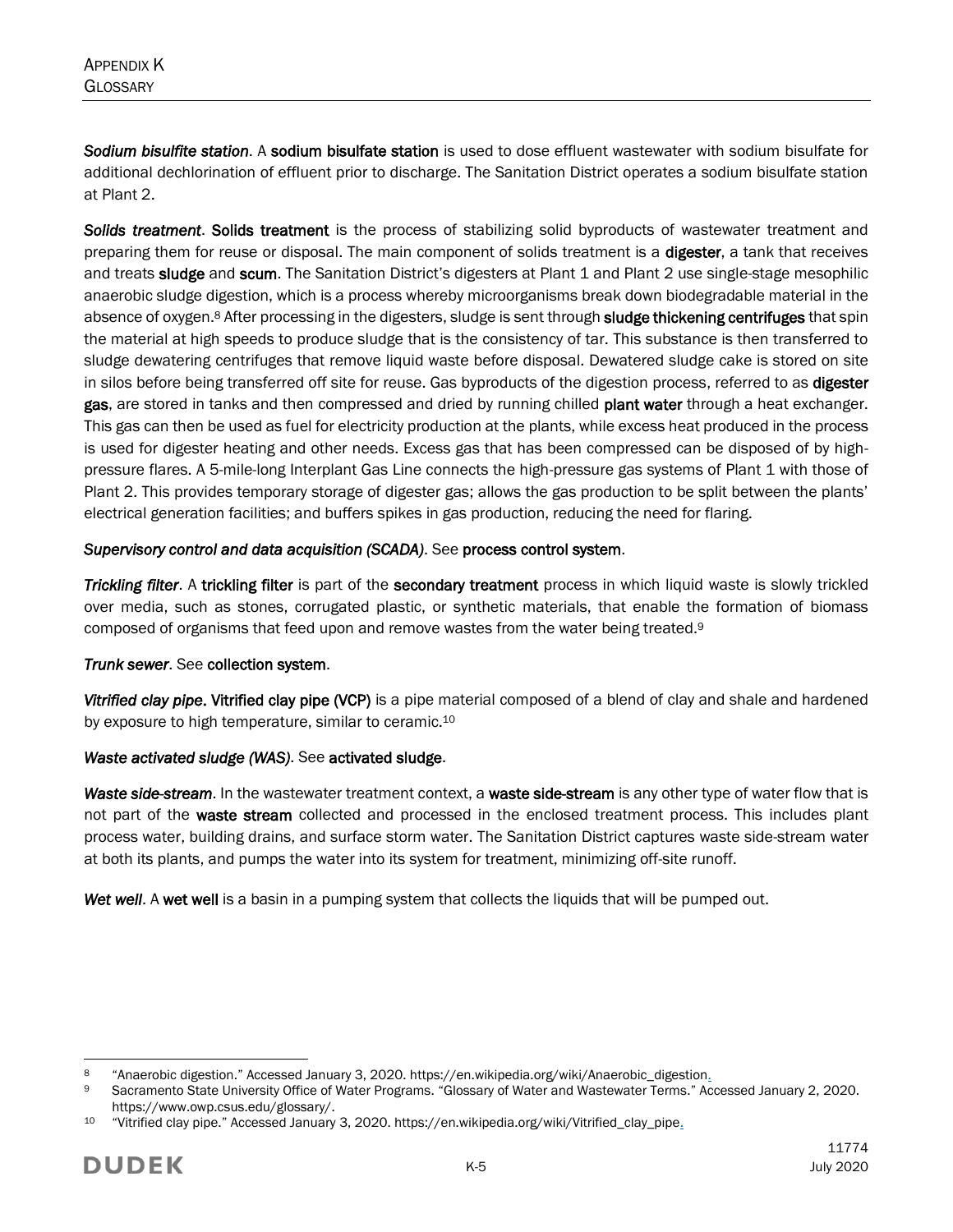***Sodium bisulfite station***. A **sodium bisulfate station** is used to dose effluent wastewater with sodium bisulfate for additional dechlorination of effluent prior to discharge. The Sanitation District operates a sodium bisulfate station at Plant 2.

***Solids treatment***. **Solids treatment** is the process of stabilizing solid byproducts of wastewater treatment and preparing them for reuse or disposal. The main component of solids treatment is a **digester**, a tank that receives and treats **sludge** and **scum**. The Sanitation District's digesters at Plant 1 and Plant 2 use single-stage mesophilic anaerobic sludge digestion, which is a process whereby microorganisms break down biodegradable material in the absence of oxygen.[8] After processing in the digesters, sludge is sent through **sludge thickening centrifuges** that spin the material at high speeds to produce sludge that is the consistency of tar. This substance is then transferred to sludge dewatering centrifuges that remove liquid waste before disposal. Dewatered sludge cake is stored on site in silos before being transferred off site for reuse. Gas byproducts of the digestion process, referred to as **digester gas**, are stored in tanks and then compressed and dried by running chilled **plant water** through a heat exchanger. This gas can then be used as fuel for electricity production at the plants, while excess heat produced in the process is used for digester heating and other needs. Excess gas that has been compressed can be disposed of by high-pressure flares. A 5-mile-long Interplant Gas Line connects the high-pressure gas systems of Plant 1 with those of Plant 2. This provides temporary storage of digester gas; allows the gas production to be split between the plants' electrical generation facilities; and buffers spikes in gas production, reducing the need for flaring.

***Supervisory control and data acquisition (SCADA)***. See **process control system**.

***Trickling filter***. A **trickling filter** is part of the **secondary treatment** process in which liquid waste is slowly trickled over media, such as stones, corrugated plastic, or synthetic materials, that enable the formation of biomass composed of organisms that feed upon and remove wastes from the water being treated.[9]

***Trunk sewer***. See **collection system**.

***Vitrified clay pipe***. **Vitrified clay pipe (VCP)** is a pipe material composed of a blend of clay and shale and hardened by exposure to high temperature, similar to ceramic.[10]

***Waste activated sludge (WAS)***. See **activated sludge**.

***Waste side-stream***. In the wastewater treatment context, a **waste side-stream** is any other type of water flow that is not part of the **waste stream** collected and processed in the enclosed treatment process. This includes plant process water, building drains, and surface storm water. The Sanitation District captures waste side-stream water at both its plants, and pumps the water into its system for treatment, minimizing off-site runoff.

***Wet well***. A **wet well** is a basin in a pumping system that collects the liquids that will be pumped out.

---

[8] "Anaerobic digestion." Accessed January 3, 2020. https://en.wikipedia.org/wiki/Anaerobic_digestion.

[9] Sacramento State University Office of Water Programs. "Glossary of Water and Wastewater Terms." Accessed January 2, 2020. https://www.owp.csus.edu/glossary/.

[10] "Vitrified clay pipe." Accessed January 3, 2020. https://en.wikipedia.org/wiki/Vitrified_clay_pipe.